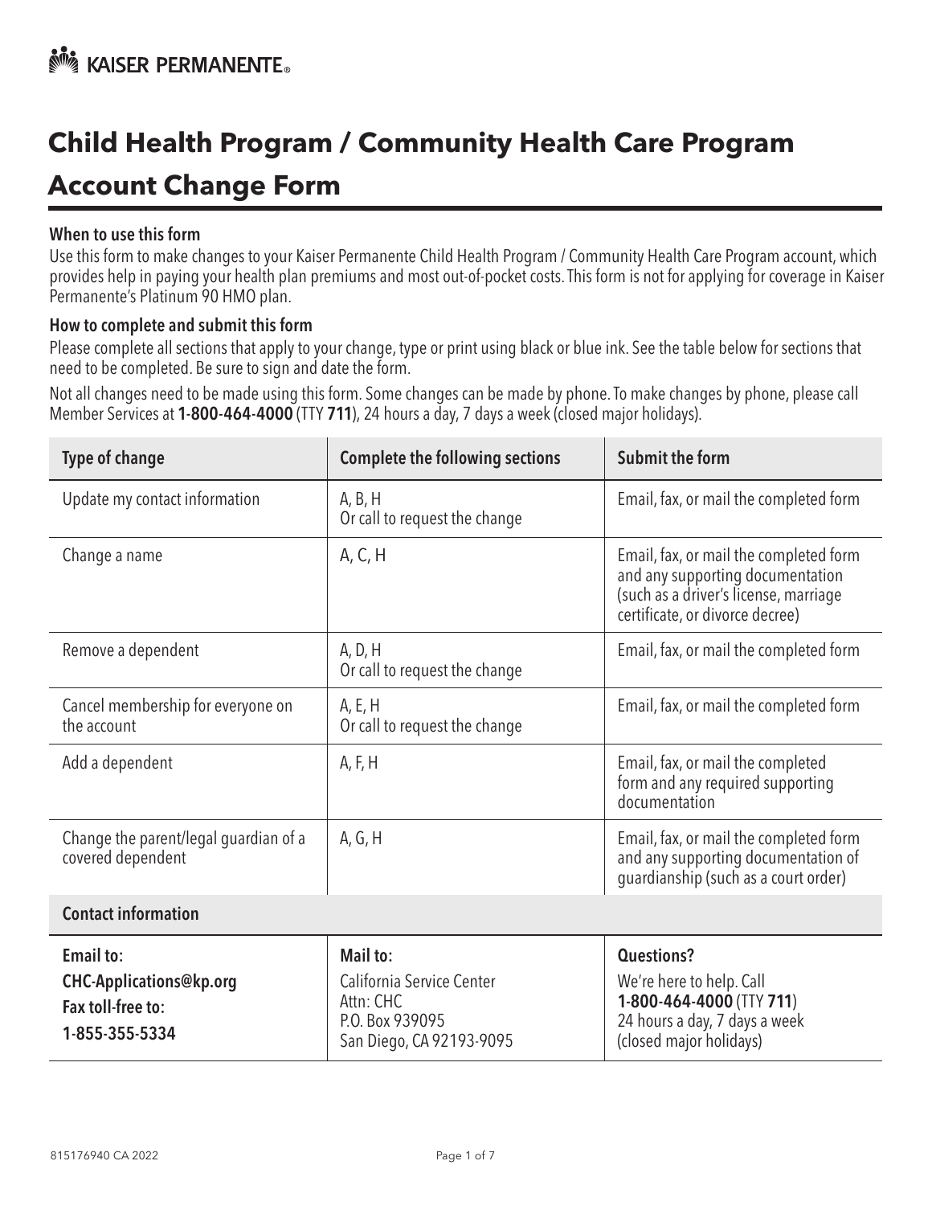KAISER PERMANENTE

# Child Health Program / Community Health Care Program

# Account Change Form

### When to use this form

Use this form to make changes to your Kaiser Permanente Child Health Program / Community Health Care Program account, which provides help in paying your health plan premiums and most out-of-pocket costs. This form is not for applying for coverage in Kaiser Permanente's Platinum 90 HMO plan.

### How to complete and submit this form

Please complete all sections that apply to your change, type or print using black or blue ink. See the table below for sections that need to be completed. Be sure to sign and date the form.

Not all changes need to be made using this form. Some changes can be made by phone. To make changes by phone, please call Member Services at **1-800-464-4000** (TTY **711**), 24 hours a day, 7 days a week (closed major holidays).

| Type of change | Complete the following sections | Submit the form |
|---|---|---|
| Update my contact information | A, B, H<br>Or call to request the change | Email, fax, or mail the completed form |
| Change a name | A, C, H | Email, fax, or mail the completed form and any supporting documentation (such as a driver's license, marriage certificate, or divorce decree) |
| Remove a dependent | A, D, H<br>Or call to request the change | Email, fax, or mail the completed form |
| Cancel membership for everyone on the account | A, E, H<br>Or call to request the change | Email, fax, or mail the completed form |
| Add a dependent | A, F, H | Email, fax, or mail the completed form and any required supporting documentation |
| Change the parent/legal guardian of a covered dependent | A, G, H | Email, fax, or mail the completed form and any supporting documentation of guardianship (such as a court order) |

| Contact information | | |
|---|---|---|
| **Email to:**<br>**CHC-Applications@kp.org**<br>**Fax toll-free to:**<br>**1-855-355-5334** | **Mail to:**<br>California Service Center<br>Attn: CHC<br>P.O. Box 939095<br>San Diego, CA 92193-9095 | **Questions?**<br>We're here to help. Call<br>**1-800-464-4000** (TTY **711**)<br>24 hours a day, 7 days a week<br>(closed major holidays) |

815176940 CA 2022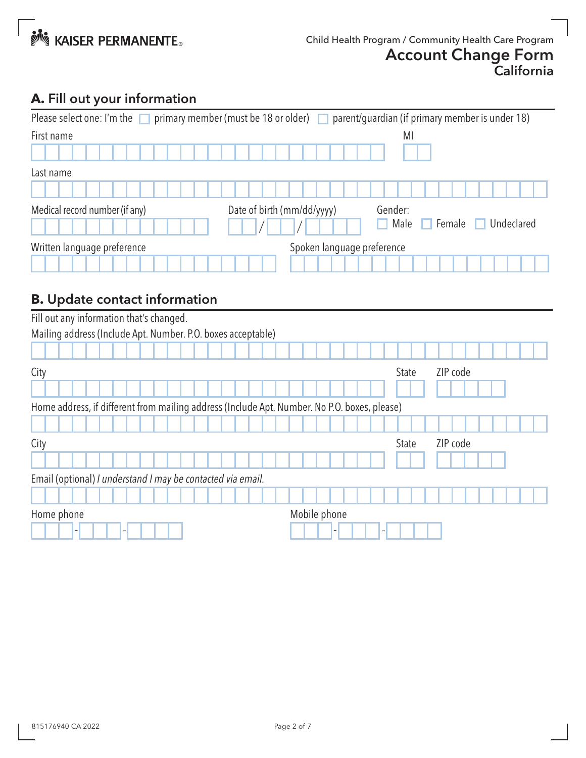Child Health Program / Community Health Care Program

# Account Change Form
## California

## A. Fill out your information

Please select one: I'm the ☐ primary member (must be 18 or older) ☐ parent/guardian (if primary member is under 18)

First name

MI

Last name

Medical record number (if any)

Date of birth (mm/dd/yyyy)  /  /

Gender: ☐ Male ☐ Female ☐ Undeclared

Written language preference

Spoken language preference

## B. Update contact information

Fill out any information that's changed.

Mailing address (Include Apt. Number. P.O. boxes acceptable)

City

State

ZIP code

Home address, if different from mailing address (Include Apt. Number. No P.O. boxes, please)

City

State

ZIP code

Email (optional) *I understand I may be contacted via email.*

Home phone  -  -

Mobile phone  -  -

815176940 CA 2022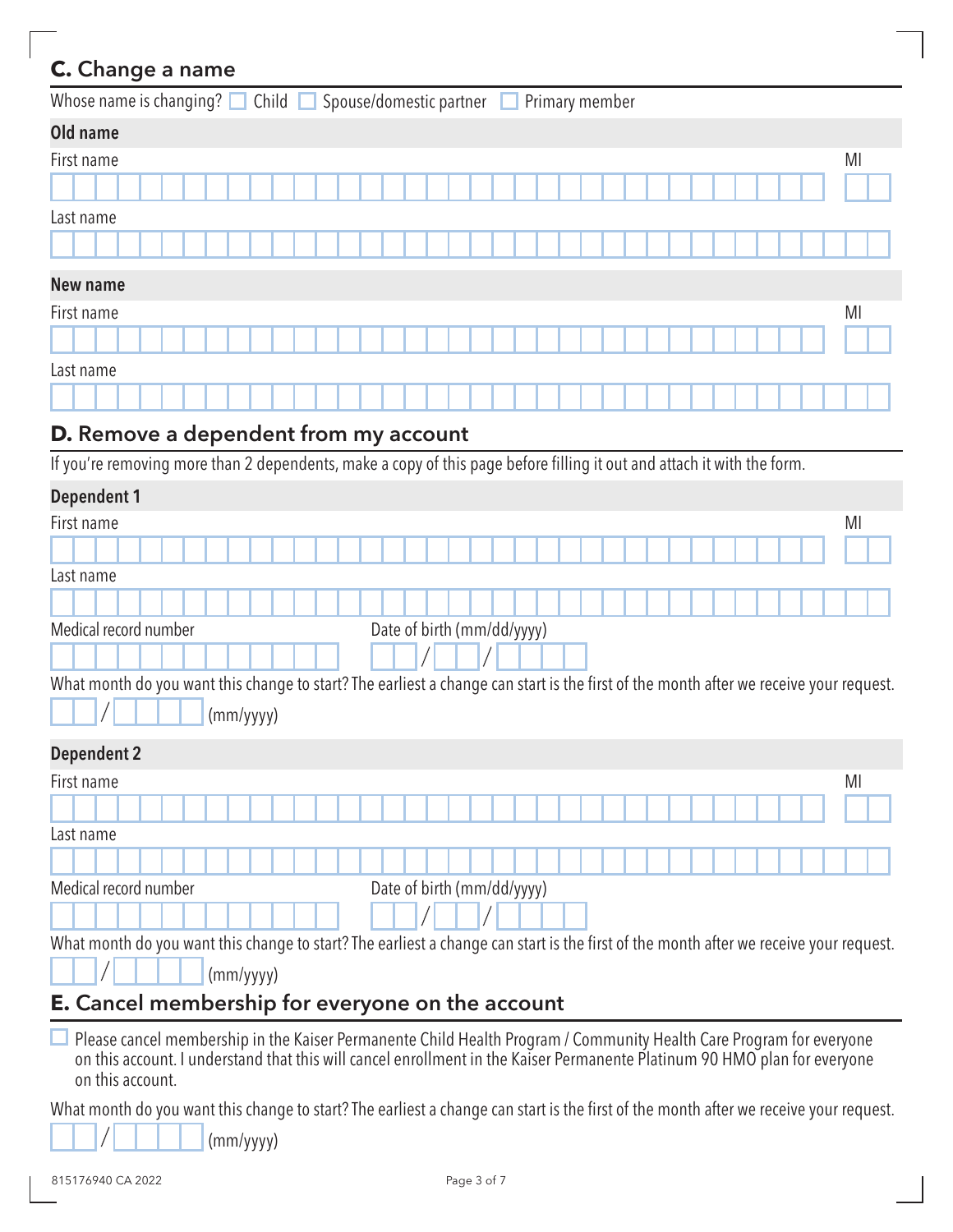## C. Change a name

Whose name is changing? ☐ Child ☐ Spouse/domestic partner ☐ Primary member

### Old name

First name | MI

Last name

### New name

First name | MI

Last name

## D. Remove a dependent from my account

If you're removing more than 2 dependents, make a copy of this page before filling it out and attach it with the form.

### Dependent 1

First name | MI

Last name

Medical record number

Date of birth (mm/dd/yyyy) ___ / ___ / ______

What month do you want this change to start? The earliest a change can start is the first of the month after we receive your request.

___ / ______ (mm/yyyy)

### Dependent 2

First name | MI

Last name

Medical record number

Date of birth (mm/dd/yyyy) ___ / ___ / ______

What month do you want this change to start? The earliest a change can start is the first of the month after we receive your request.

___ / ______ (mm/yyyy)

## E. Cancel membership for everyone on the account

☐ Please cancel membership in the Kaiser Permanente Child Health Program / Community Health Care Program for everyone on this account. I understand that this will cancel enrollment in the Kaiser Permanente Platinum 90 HMO plan for everyone on this account.

What month do you want this change to start? The earliest a change can start is the first of the month after we receive your request.

___ / ______ (mm/yyyy)

815176940 CA 2022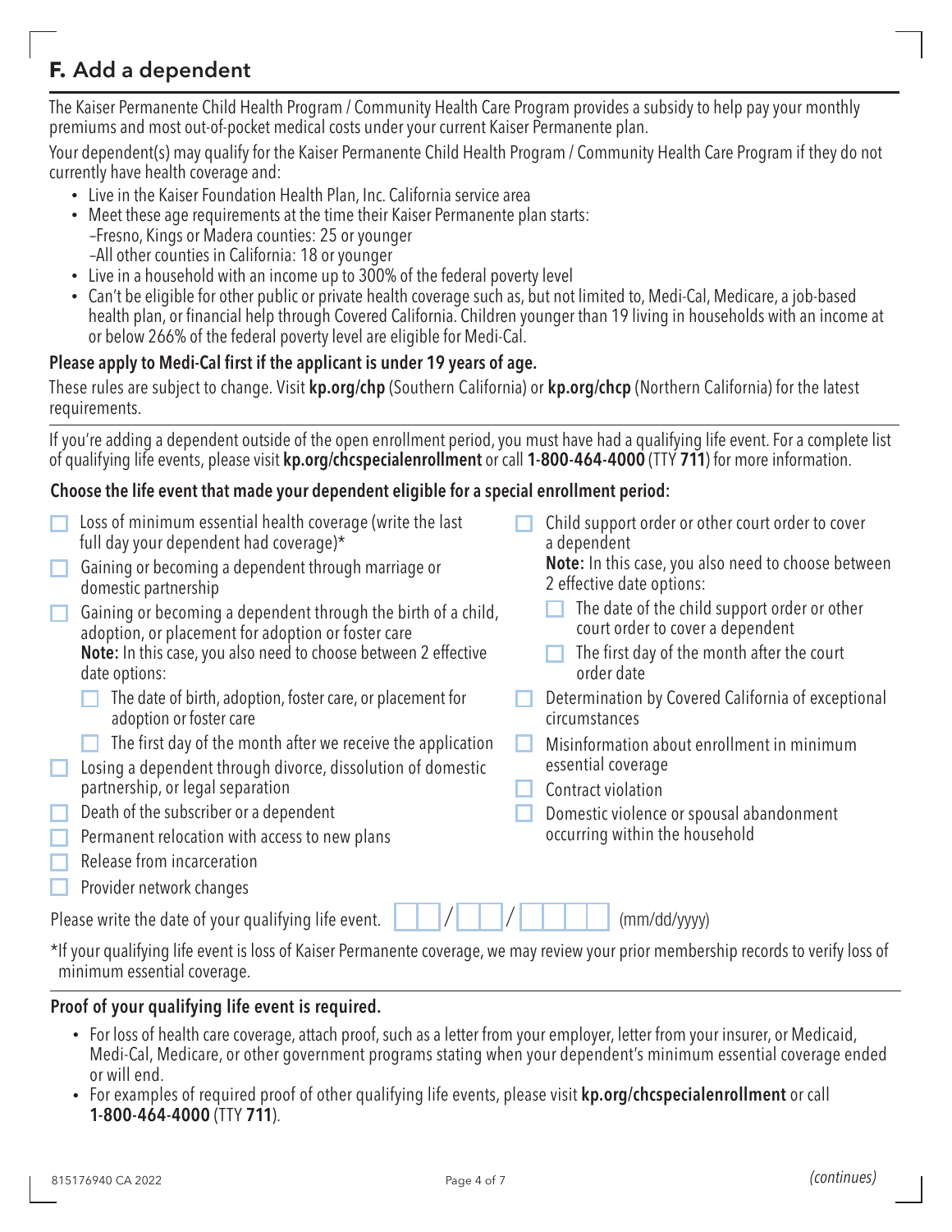## F. Add a dependent

The Kaiser Permanente Child Health Program / Community Health Care Program provides a subsidy to help pay your monthly premiums and most out-of-pocket medical costs under your current Kaiser Permanente plan.

Your dependent(s) may qualify for the Kaiser Permanente Child Health Program / Community Health Care Program if they do not currently have health coverage and:

- Live in the Kaiser Foundation Health Plan, Inc. California service area
- Meet these age requirements at the time their Kaiser Permanente plan starts:
  - –Fresno, Kings or Madera counties: 25 or younger
  - –All other counties in California: 18 or younger
- Live in a household with an income up to 300% of the federal poverty level
- Can't be eligible for other public or private health coverage such as, but not limited to, Medi-Cal, Medicare, a job-based health plan, or financial help through Covered California. Children younger than 19 living in households with an income at or below 266% of the federal poverty level are eligible for Medi-Cal.

**Please apply to Medi-Cal first if the applicant is under 19 years of age.**

These rules are subject to change. Visit **kp.org/chp** (Southern California) or **kp.org/chcp** (Northern California) for the latest requirements.

If you're adding a dependent outside of the open enrollment period, you must have had a qualifying life event. For a complete list of qualifying life events, please visit **kp.org/chcspecialenrollment** or call **1-800-464-4000** (TTY **711**) for more information.

**Choose the life event that made your dependent eligible for a special enrollment period:**

- ☐ Loss of minimum essential health coverage (write the last full day your dependent had coverage)*
- ☐ Gaining or becoming a dependent through marriage or domestic partnership
- ☐ Gaining or becoming a dependent through the birth of a child, adoption, or placement for adoption or foster care
  **Note:** In this case, you also need to choose between 2 effective date options:
  - ☐ The date of birth, adoption, foster care, or placement for adoption or foster care
  - ☐ The first day of the month after we receive the application
- ☐ Losing a dependent through divorce, dissolution of domestic partnership, or legal separation
- ☐ Death of the subscriber or a dependent
- ☐ Permanent relocation with access to new plans
- ☐ Release from incarceration
- ☐ Provider network changes
- ☐ Child support order or other court order to cover a dependent
  **Note:** In this case, you also need to choose between 2 effective date options:
  - ☐ The date of the child support order or other court order to cover a dependent
  - ☐ The first day of the month after the court order date
- ☐ Determination by Covered California of exceptional circumstances
- ☐ Misinformation about enrollment in minimum essential coverage
- ☐ Contract violation
- ☐ Domestic violence or spousal abandonment occurring within the household

Please write the date of your qualifying life event. ☐☐ / ☐☐ / ☐☐☐☐ (mm/dd/yyyy)

*If your qualifying life event is loss of Kaiser Permanente coverage, we may review your prior membership records to verify loss of minimum essential coverage.

**Proof of your qualifying life event is required.**

- For loss of health care coverage, attach proof, such as a letter from your employer, letter from your insurer, or Medicaid, Medi-Cal, Medicare, or other government programs stating when your dependent's minimum essential coverage ended or will end.
- For examples of required proof of other qualifying life events, please visit **kp.org/chcspecialenrollment** or call **1-800-464-4000** (TTY **711**).

*(continues)*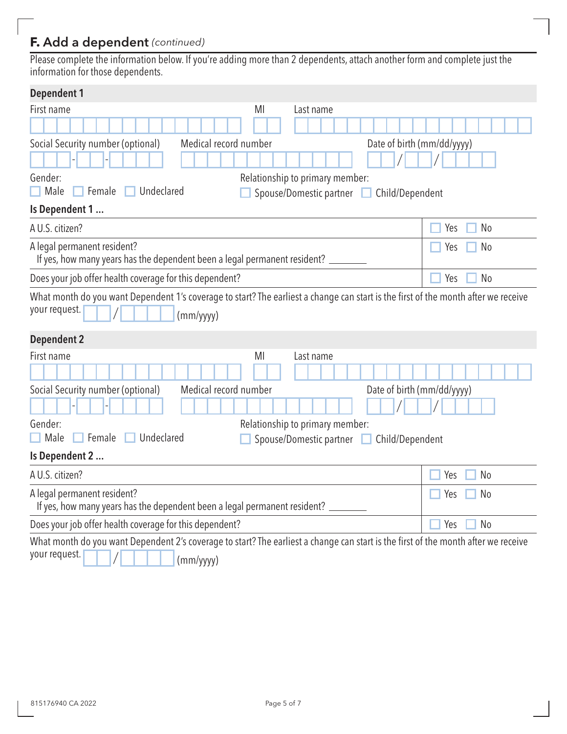## F. Add a dependent *(continued)*

Please complete the information below. If you're adding more than 2 dependents, attach another form and complete just the information for those dependents.

### Dependent 1

First name _______________ MI ___ Last name _______________

Social Security number (optional) ___-__-____ Medical record number _______________ Date of birth (mm/dd/yyyy) __/__/____

Gender:
☐ Male ☐ Female ☐ Undeclared

Relationship to primary member:
☐ Spouse/Domestic partner ☐ Child/Dependent

**Is Dependent 1 ...**

| | |
|---|---|
| A U.S. citizen? | ☐ Yes ☐ No |
| A legal permanent resident?<br>If yes, how many years has the dependent been a legal permanent resident? _______ | ☐ Yes ☐ No |
| Does your job offer health coverage for this dependent? | ☐ Yes ☐ No |

What month do you want Dependent 1's coverage to start? The earliest a change can start is the first of the month after we receive your request. __/____ (mm/yyyy)

### Dependent 2

First name _______________ MI ___ Last name _______________

Social Security number (optional) ___-__-____ Medical record number _______________ Date of birth (mm/dd/yyyy) __/__/____

Gender:
☐ Male ☐ Female ☐ Undeclared

Relationship to primary member:
☐ Spouse/Domestic partner ☐ Child/Dependent

**Is Dependent 2 ...**

| | |
|---|---|
| A U.S. citizen? | ☐ Yes ☐ No |
| A legal permanent resident?<br>If yes, how many years has the dependent been a legal permanent resident? _______ | ☐ Yes ☐ No |
| Does your job offer health coverage for this dependent? | ☐ Yes ☐ No |

What month do you want Dependent 2's coverage to start? The earliest a change can start is the first of the month after we receive your request. __/____ (mm/yyyy)

815176940 CA 2022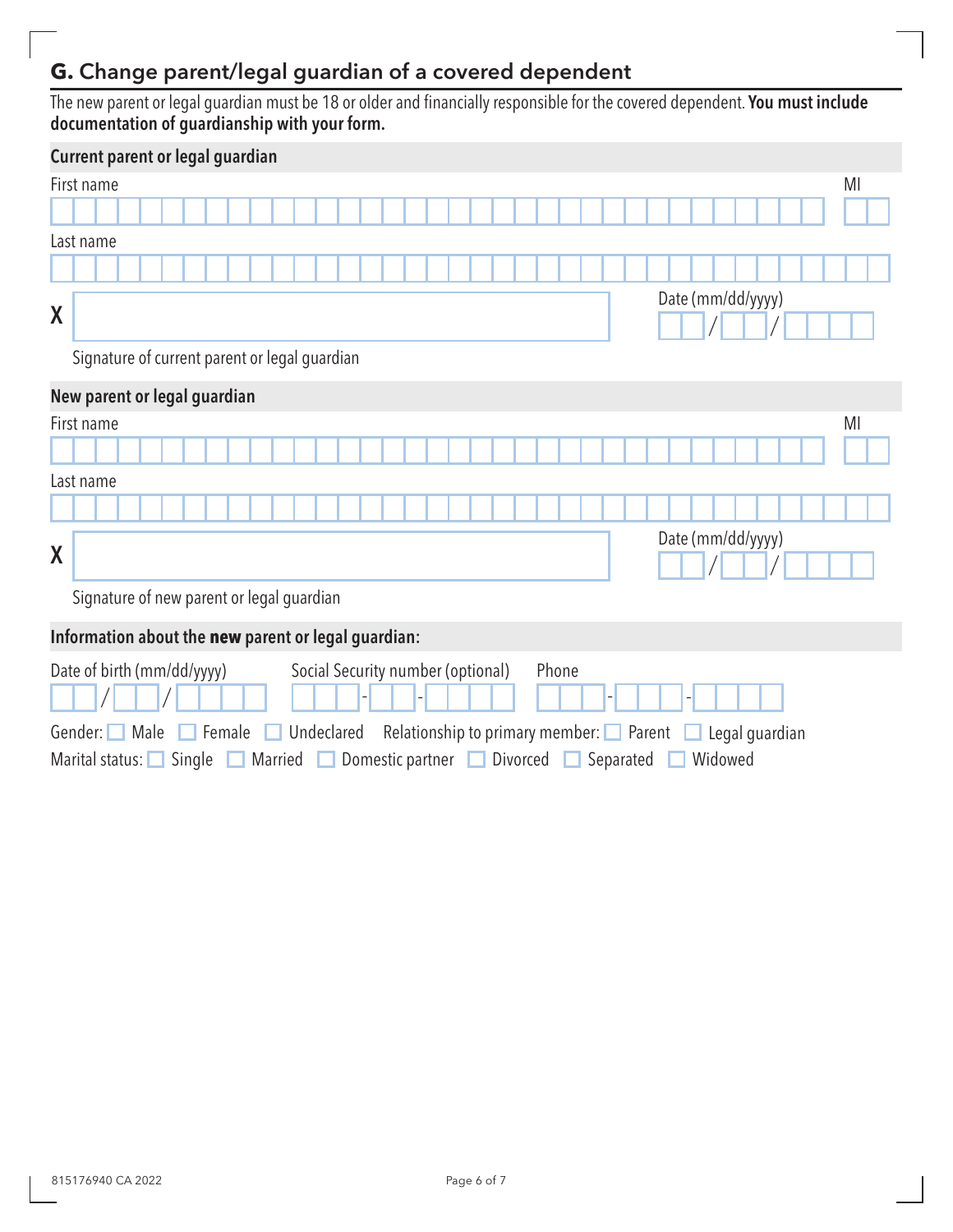## G. Change parent/legal guardian of a covered dependent

The new parent or legal guardian must be 18 or older and financially responsible for the covered dependent. **You must include documentation of guardianship with your form.**

### Current parent or legal guardian

First name ______________________ MI ____

Last name ______________________

X ______________________ Date (mm/dd/yyyy) ___/___/______

Signature of current parent or legal guardian

### New parent or legal guardian

First name ______________________ MI ____

Last name ______________________

X ______________________ Date (mm/dd/yyyy) ___/___/______

Signature of new parent or legal guardian

### Information about the **new** parent or legal guardian:

Date of birth (mm/dd/yyyy) ___/___/______ Social Security number (optional) ___-__-____ Phone ___-___-____

Gender: ☐ Male ☐ Female ☐ Undeclared Relationship to primary member: ☐ Parent ☐ Legal guardian

Marital status: ☐ Single ☐ Married ☐ Domestic partner ☐ Divorced ☐ Separated ☐ Widowed

815176940 CA 2022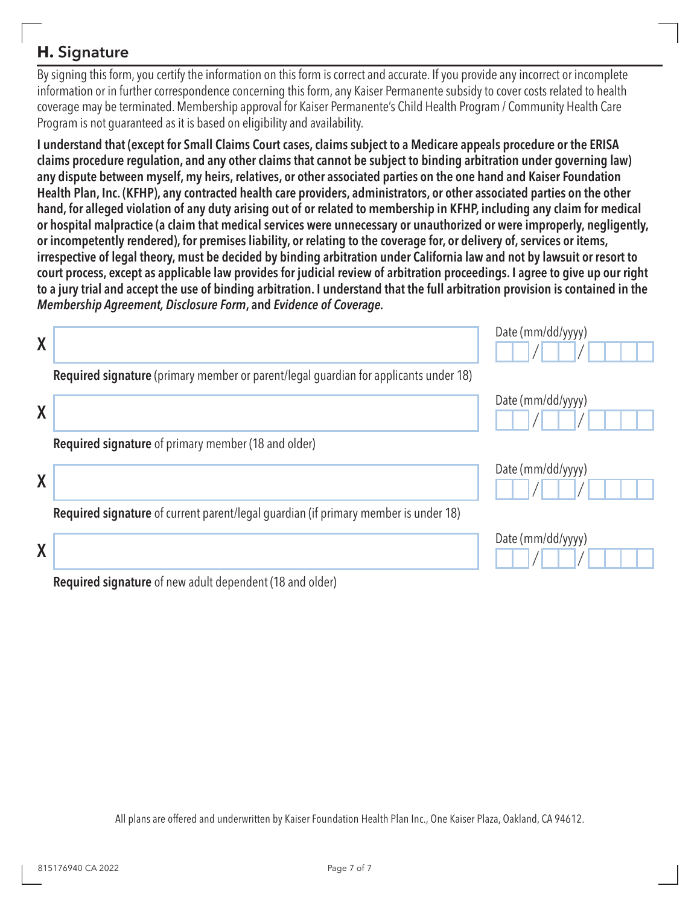## H. Signature

By signing this form, you certify the information on this form is correct and accurate. If you provide any incorrect or incomplete information or in further correspondence concerning this form, any Kaiser Permanente subsidy to cover costs related to health coverage may be terminated. Membership approval for Kaiser Permanente's Child Health Program / Community Health Care Program is not guaranteed as it is based on eligibility and availability.

**I understand that (except for Small Claims Court cases, claims subject to a Medicare appeals procedure or the ERISA claims procedure regulation, and any other claims that cannot be subject to binding arbitration under governing law) any dispute between myself, my heirs, relatives, or other associated parties on the one hand and Kaiser Foundation Health Plan, Inc. (KFHP), any contracted health care providers, administrators, or other associated parties on the other hand, for alleged violation of any duty arising out of or related to membership in KFHP, including any claim for medical or hospital malpractice (a claim that medical services were unnecessary or unauthorized or were improperly, negligently, or incompetently rendered), for premises liability, or relating to the coverage for, or delivery of, services or items, irrespective of legal theory, must be decided by binding arbitration under California law and not by lawsuit or resort to court process, except as applicable law provides for judicial review of arbitration proceedings. I agree to give up our right to a jury trial and accept the use of binding arbitration. I understand that the full arbitration provision is contained in the *Membership Agreement, Disclosure Form*, and *Evidence of Coverage*.**

X ______________________________ Date (mm/dd/yyyy) ___/___/______

**Required signature** (primary member or parent/legal guardian for applicants under 18)

X ______________________________ Date (mm/dd/yyyy) ___/___/______

**Required signature** of primary member (18 and older)

X ______________________________ Date (mm/dd/yyyy) ___/___/______

**Required signature** of current parent/legal guardian (if primary member is under 18)

X ______________________________ Date (mm/dd/yyyy) ___/___/______

**Required signature** of new adult dependent (18 and older)

All plans are offered and underwritten by Kaiser Foundation Health Plan Inc., One Kaiser Plaza, Oakland, CA 94612.

815176940 CA 2022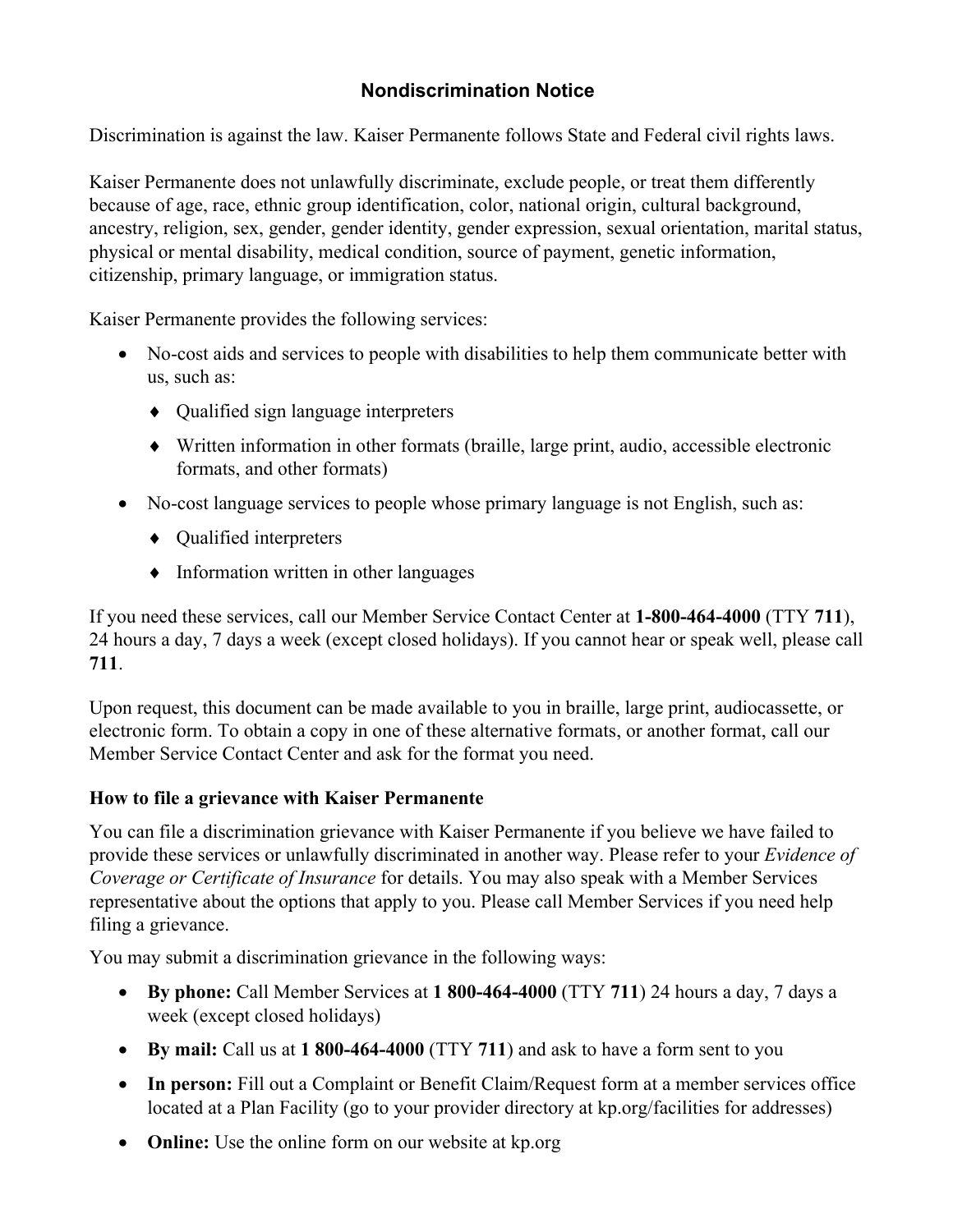# Nondiscrimination Notice

Discrimination is against the law. Kaiser Permanente follows State and Federal civil rights laws.

Kaiser Permanente does not unlawfully discriminate, exclude people, or treat them differently because of age, race, ethnic group identification, color, national origin, cultural background, ancestry, religion, sex, gender, gender identity, gender expression, sexual orientation, marital status, physical or mental disability, medical condition, source of payment, genetic information, citizenship, primary language, or immigration status.

Kaiser Permanente provides the following services:

- No-cost aids and services to people with disabilities to help them communicate better with us, such as:
  - Qualified sign language interpreters
  - Written information in other formats (braille, large print, audio, accessible electronic formats, and other formats)
- No-cost language services to people whose primary language is not English, such as:
  - Qualified interpreters
  - Information written in other languages

If you need these services, call our Member Service Contact Center at **1-800-464-4000** (TTY **711**), 24 hours a day, 7 days a week (except closed holidays). If you cannot hear or speak well, please call **711**.

Upon request, this document can be made available to you in braille, large print, audiocassette, or electronic form. To obtain a copy in one of these alternative formats, or another format, call our Member Service Contact Center and ask for the format you need.

### How to file a grievance with Kaiser Permanente

You can file a discrimination grievance with Kaiser Permanente if you believe we have failed to provide these services or unlawfully discriminated in another way. Please refer to your *Evidence of Coverage or Certificate of Insurance* for details. You may also speak with a Member Services representative about the options that apply to you. Please call Member Services if you need help filing a grievance.

You may submit a discrimination grievance in the following ways:

- **By phone:** Call Member Services at **1 800-464-4000** (TTY **711**) 24 hours a day, 7 days a week (except closed holidays)
- **By mail:** Call us at **1 800-464-4000** (TTY **711**) and ask to have a form sent to you
- **In person:** Fill out a Complaint or Benefit Claim/Request form at a member services office located at a Plan Facility (go to your provider directory at kp.org/facilities for addresses)
- **Online:** Use the online form on our website at kp.org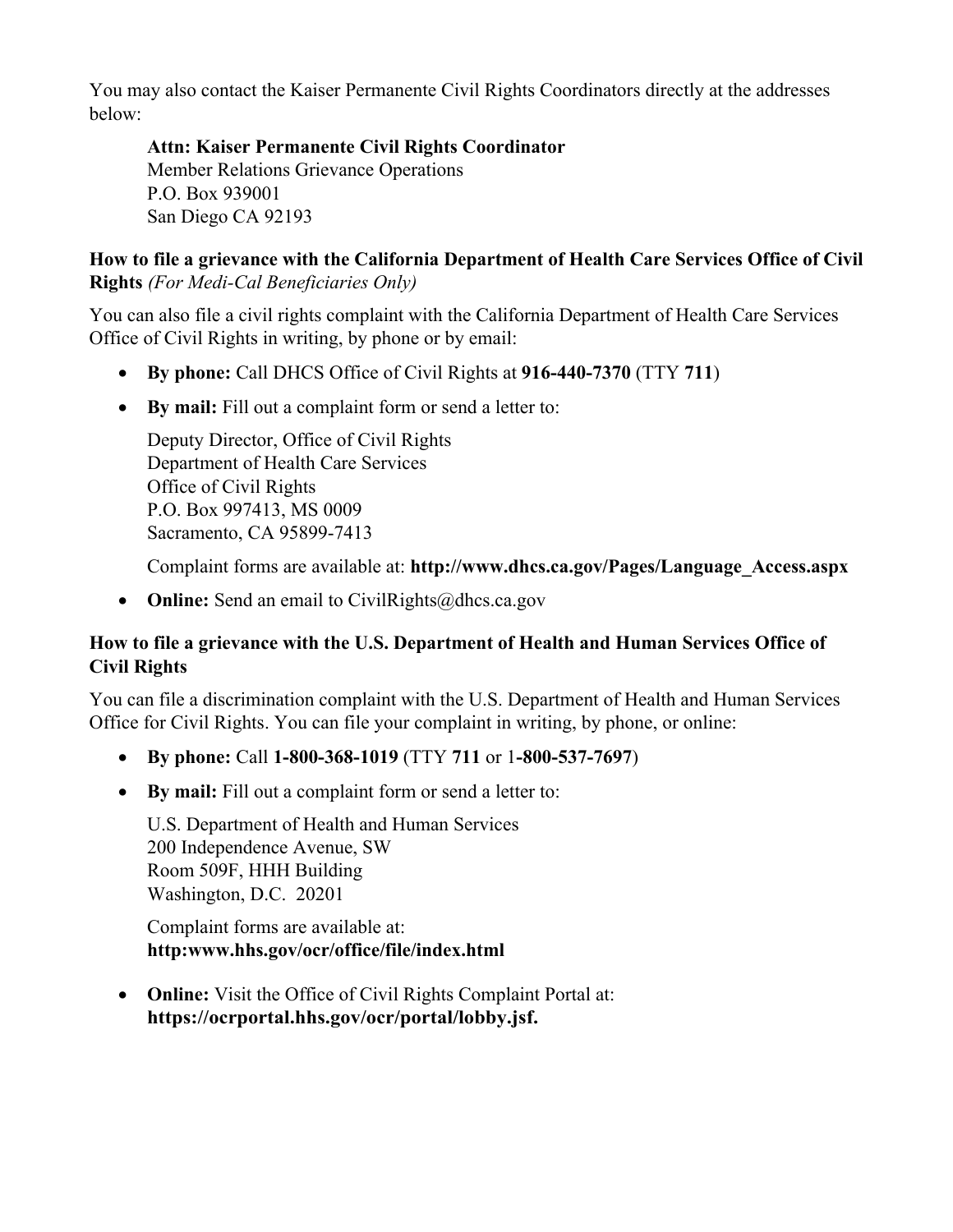You may also contact the Kaiser Permanente Civil Rights Coordinators directly at the addresses below:

> **Attn: Kaiser Permanente Civil Rights Coordinator**
> Member Relations Grievance Operations
> P.O. Box 939001
> San Diego CA 92193

**How to file a grievance with the California Department of Health Care Services Office of Civil Rights** *(For Medi-Cal Beneficiaries Only)*

You can also file a civil rights complaint with the California Department of Health Care Services Office of Civil Rights in writing, by phone or by email:

- **By phone:** Call DHCS Office of Civil Rights at **916-440-7370** (TTY **711**)
- **By mail:** Fill out a complaint form or send a letter to:

  Deputy Director, Office of Civil Rights
  Department of Health Care Services
  Office of Civil Rights
  P.O. Box 997413, MS 0009
  Sacramento, CA 95899-7413

  Complaint forms are available at: **http://www.dhcs.ca.gov/Pages/Language_Access.aspx**

- **Online:** Send an email to CivilRights@dhcs.ca.gov

**How to file a grievance with the U.S. Department of Health and Human Services Office of Civil Rights**

You can file a discrimination complaint with the U.S. Department of Health and Human Services Office for Civil Rights. You can file your complaint in writing, by phone, or online:

- **By phone:** Call **1-800-368-1019** (TTY **711** or 1**-800-537-7697**)
- **By mail:** Fill out a complaint form or send a letter to:

  U.S. Department of Health and Human Services
  200 Independence Avenue, SW
  Room 509F, HHH Building
  Washington, D.C. 20201

  Complaint forms are available at:
  **http:www.hhs.gov/ocr/office/file/index.html**

- **Online:** Visit the Office of Civil Rights Complaint Portal at:
  **https://ocrportal.hhs.gov/ocr/portal/lobby.jsf.**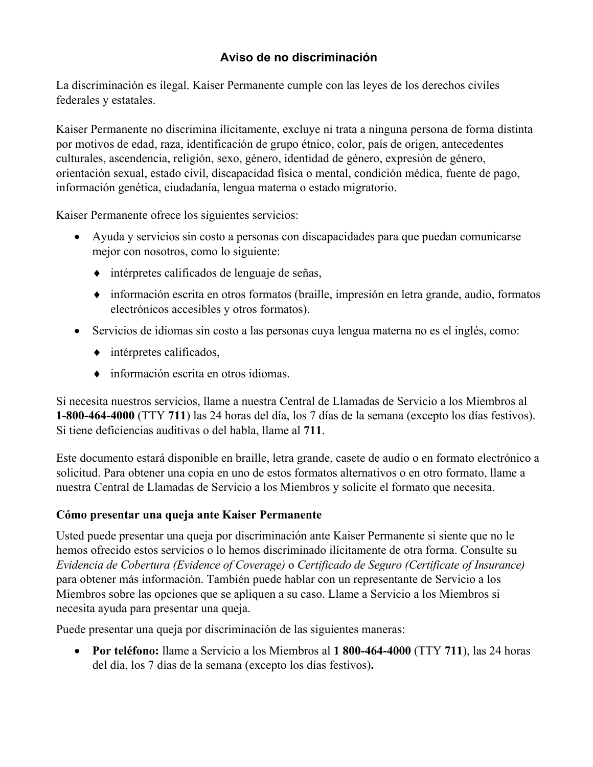## Aviso de no discriminación

La discriminación es ilegal. Kaiser Permanente cumple con las leyes de los derechos civiles federales y estatales.

Kaiser Permanente no discrimina ilícitamente, excluye ni trata a ninguna persona de forma distinta por motivos de edad, raza, identificación de grupo étnico, color, país de origen, antecedentes culturales, ascendencia, religión, sexo, género, identidad de género, expresión de género, orientación sexual, estado civil, discapacidad física o mental, condición médica, fuente de pago, información genética, ciudadanía, lengua materna o estado migratorio.

Kaiser Permanente ofrece los siguientes servicios:

- Ayuda y servicios sin costo a personas con discapacidades para que puedan comunicarse mejor con nosotros, como lo siguiente:
  - intérpretes calificados de lenguaje de señas,
  - información escrita en otros formatos (braille, impresión en letra grande, audio, formatos electrónicos accesibles y otros formatos).
- Servicios de idiomas sin costo a las personas cuya lengua materna no es el inglés, como:
  - intérpretes calificados,
  - información escrita en otros idiomas.

Si necesita nuestros servicios, llame a nuestra Central de Llamadas de Servicio a los Miembros al **1-800-464-4000** (TTY **711**) las 24 horas del día, los 7 días de la semana (excepto los días festivos). Si tiene deficiencias auditivas o del habla, llame al **711**.

Este documento estará disponible en braille, letra grande, casete de audio o en formato electrónico a solicitud. Para obtener una copia en uno de estos formatos alternativos o en otro formato, llame a nuestra Central de Llamadas de Servicio a los Miembros y solicite el formato que necesita.

### Cómo presentar una queja ante Kaiser Permanente

Usted puede presentar una queja por discriminación ante Kaiser Permanente si siente que no le hemos ofrecido estos servicios o lo hemos discriminado ilícitamente de otra forma. Consulte su *Evidencia de Cobertura (Evidence of Coverage)* o *Certificado de Seguro (Certificate of Insurance)* para obtener más información. También puede hablar con un representante de Servicio a los Miembros sobre las opciones que se apliquen a su caso. Llame a Servicio a los Miembros si necesita ayuda para presentar una queja.

Puede presentar una queja por discriminación de las siguientes maneras:

- **Por teléfono:** llame a Servicio a los Miembros al **1 800-464-4000** (TTY **711**), las 24 horas del día, los 7 días de la semana (excepto los días festivos)**.**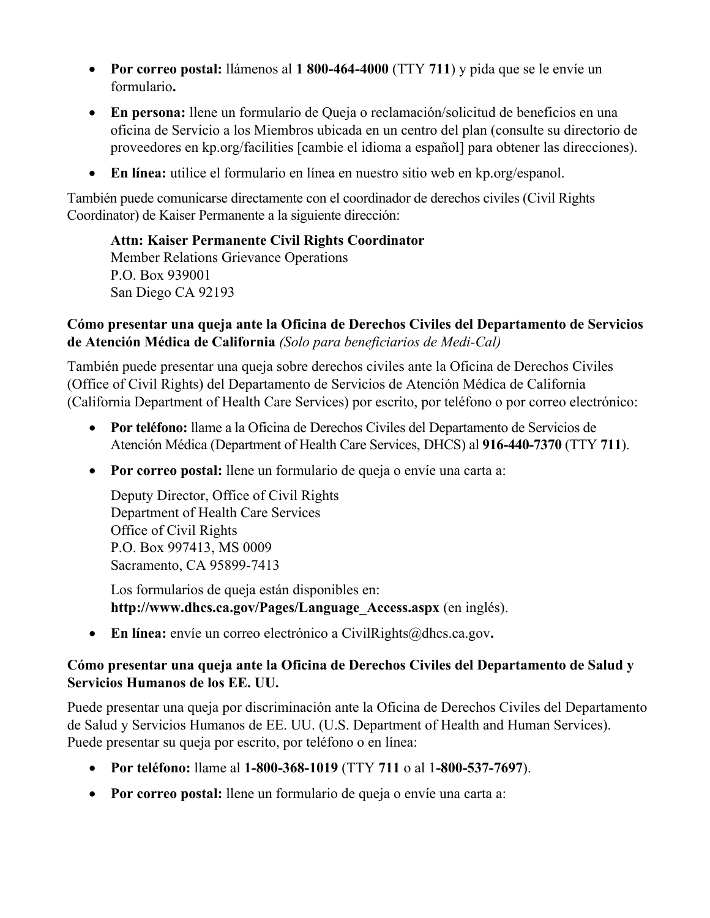- **Por correo postal:** llámenos al **1 800-464-4000** (TTY **711**) y pida que se le envíe un formulario**.**
- **En persona:** llene un formulario de Queja o reclamación/solicitud de beneficios en una oficina de Servicio a los Miembros ubicada en un centro del plan (consulte su directorio de proveedores en kp.org/facilities [cambie el idioma a español] para obtener las direcciones).
- **En línea:** utilice el formulario en línea en nuestro sitio web en kp.org/espanol.

También puede comunicarse directamente con el coordinador de derechos civiles (Civil Rights Coordinator) de Kaiser Permanente a la siguiente dirección:

> **Attn: Kaiser Permanente Civil Rights Coordinator**
> Member Relations Grievance Operations
> P.O. Box 939001
> San Diego CA 92193

**Cómo presentar una queja ante la Oficina de Derechos Civiles del Departamento de Servicios de Atención Médica de California** *(Solo para beneficiarios de Medi-Cal)*

También puede presentar una queja sobre derechos civiles ante la Oficina de Derechos Civiles (Office of Civil Rights) del Departamento de Servicios de Atención Médica de California (California Department of Health Care Services) por escrito, por teléfono o por correo electrónico:

- **Por teléfono:** llame a la Oficina de Derechos Civiles del Departamento de Servicios de Atención Médica (Department of Health Care Services, DHCS) al **916-440-7370** (TTY **711**).
- **Por correo postal:** llene un formulario de queja o envíe una carta a:

  Deputy Director, Office of Civil Rights
  Department of Health Care Services
  Office of Civil Rights
  P.O. Box 997413, MS 0009
  Sacramento, CA 95899-7413

  Los formularios de queja están disponibles en:
  **http://www.dhcs.ca.gov/Pages/Language_Access.aspx** (en inglés).

- **En línea:** envíe un correo electrónico a CivilRights@dhcs.ca.gov**.**

**Cómo presentar una queja ante la Oficina de Derechos Civiles del Departamento de Salud y Servicios Humanos de los EE. UU.**

Puede presentar una queja por discriminación ante la Oficina de Derechos Civiles del Departamento de Salud y Servicios Humanos de EE. UU. (U.S. Department of Health and Human Services). Puede presentar su queja por escrito, por teléfono o en línea:

- **Por teléfono:** llame al **1-800-368-1019** (TTY **711** o al 1**-800-537-7697**).
- **Por correo postal:** llene un formulario de queja o envíe una carta a: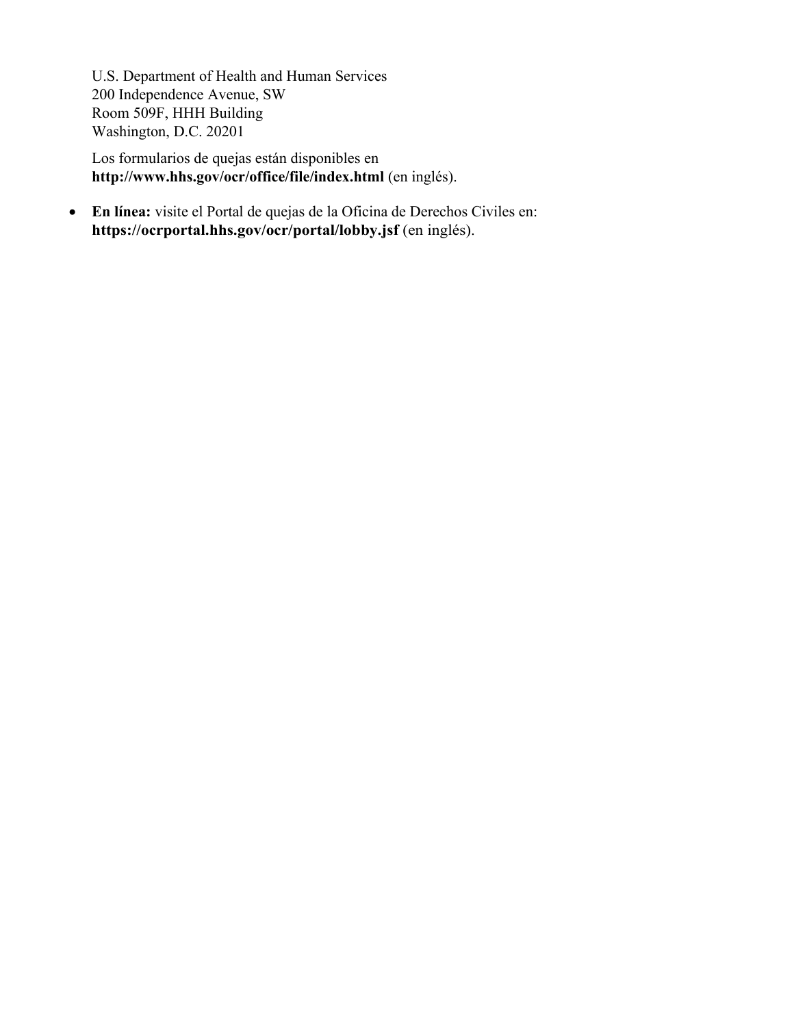U.S. Department of Health and Human Services
200 Independence Avenue, SW
Room 509F, HHH Building
Washington, D.C. 20201

Los formularios de quejas están disponibles en **http://www.hhs.gov/ocr/office/file/index.html** (en inglés).

- **En línea:** visite el Portal de quejas de la Oficina de Derechos Civiles en: **https://ocrportal.hhs.gov/ocr/portal/lobby.jsf** (en inglés).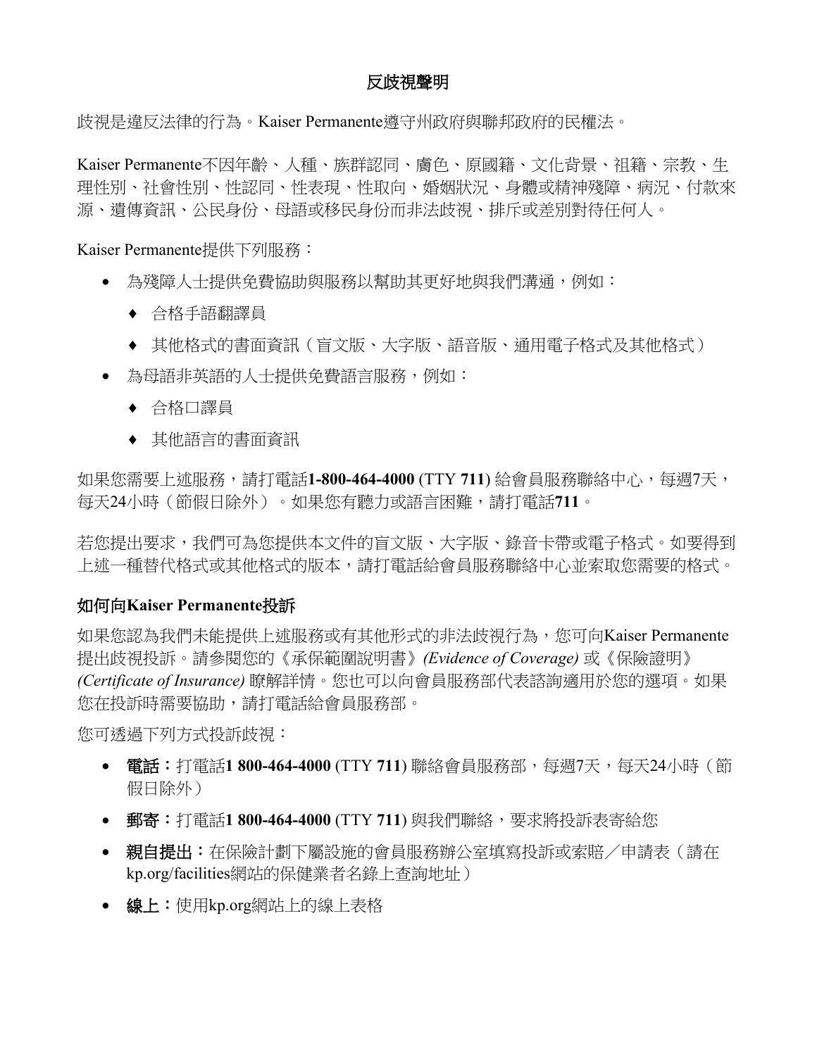# 反歧視聲明

歧視是違反法律的行為。Kaiser Permanente遵守州政府與聯邦政府的民權法。

Kaiser Permanente不因年齡、人種、族群認同、膚色、原國籍、文化背景、祖籍、宗教、生理性別、社會性別、性認同、性表現、性取向、婚姻狀況、身體或精神殘障、病況、付款來源、遺傳資訊、公民身份、母語或移民身份而非法歧視、排斥或差別對待任何人。

Kaiser Permanente提供下列服務：

- 為殘障人士提供免費協助與服務以幫助其更好地與我們溝通，例如：
  - 合格手語翻譯員
  - 其他格式的書面資訊（盲文版、大字版、語音版、通用電子格式及其他格式）
- 為母語非英語的人士提供免費語言服務，例如：
  - 合格口譯員
  - 其他語言的書面資訊

如果您需要上述服務，請打電話**1-800-464-4000** (TTY **711**) 給會員服務聯絡中心，每週7天，每天24小時（節假日除外）。如果您有聽力或語言困難，請打電話**711**。

若您提出要求，我們可為您提供本文件的盲文版、大字版、錄音卡帶或電子格式。如要得到上述一種替代格式或其他格式的版本，請打電話給會員服務聯絡中心並索取您需要的格式。

## 如何向Kaiser Permanente投訴

如果您認為我們未能提供上述服務或有其他形式的非法歧視行為，您可向Kaiser Permanente提出歧視投訴。請參閱您的《承保範圍說明書》*(Evidence of Coverage)* 或《保險證明》*(Certificate of Insurance)* 瞭解詳情。您也可以向會員服務部代表諮詢適用於您的選項。如果您在投訴時需要協助，請打電話給會員服務部。

您可透過下列方式投訴歧視：

- **電話**：打電話**1 800-464-4000** (TTY **711**) 聯絡會員服務部，每週7天，每天24小時（節假日除外）
- **郵寄**：打電話**1 800-464-4000** (TTY **711**) 與我們聯絡，要求將投訴表寄給您
- **親自提出**：在保險計劃下屬設施的會員服務辦公室填寫投訴或索賠／申請表（請在kp.org/facilities網站的保健業者名錄上查詢地址）
- **線上**：使用kp.org網站上的線上表格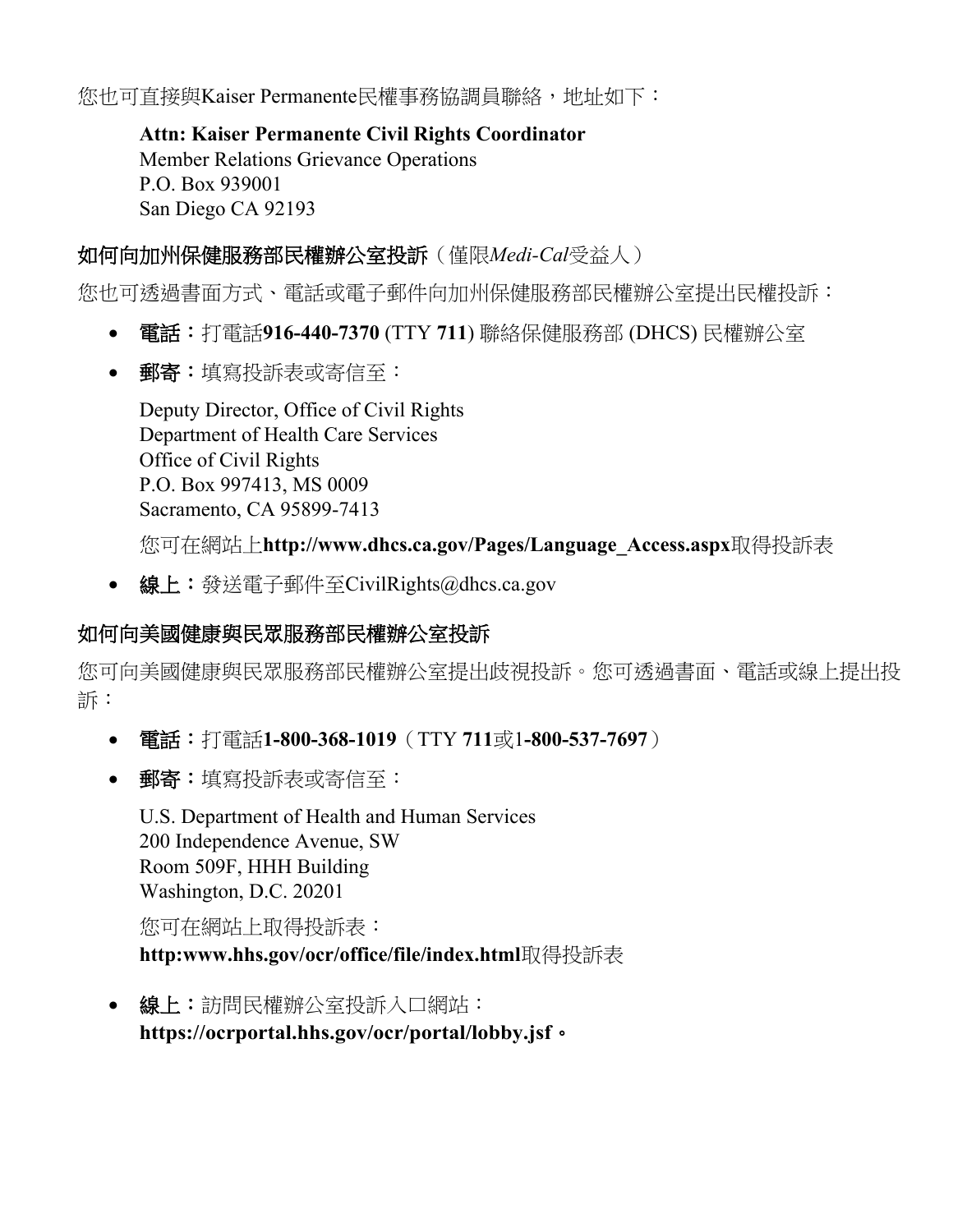您也可直接與Kaiser Permanente民權事務協調員聯絡，地址如下：

**Attn: Kaiser Permanente Civil Rights Coordinator**
Member Relations Grievance Operations
P.O. Box 939001
San Diego CA 92193

### 如何向加州保健服務部民權辦公室投訴（僅限*Medi-Cal*受益人）

您也可透過書面方式、電話或電子郵件向加州保健服務部民權辦公室提出民權投訴：

- **電話**：打電話**916-440-7370** (TTY **711**) 聯絡保健服務部 (DHCS) 民權辦公室
- **郵寄**：填寫投訴表或寄信至：

  Deputy Director, Office of Civil Rights
  Department of Health Care Services
  Office of Civil Rights
  P.O. Box 997413, MS 0009
  Sacramento, CA 95899-7413

  您可在網站上**http://www.dhcs.ca.gov/Pages/Language_Access.aspx**取得投訴表

- **線上**：發送電子郵件至CivilRights@dhcs.ca.gov

### 如何向美國健康與民眾服務部民權辦公室投訴

您可向美國健康與民眾服務部民權辦公室提出歧視投訴。您可透過書面、電話或線上提出投訴：

- **電話**：打電話**1-800-368-1019**（TTY **711**或1**-800-537-7697**）
- **郵寄**：填寫投訴表或寄信至：

  U.S. Department of Health and Human Services
  200 Independence Avenue, SW
  Room 509F, HHH Building
  Washington, D.C. 20201

  您可在網站上取得投訴表：
  **http:www.hhs.gov/ocr/office/file/index.html**取得投訴表

- **線上**：訪問民權辦公室投訴入口網站：
  **https://ocrportal.hhs.gov/ocr/portal/lobby.jsf。**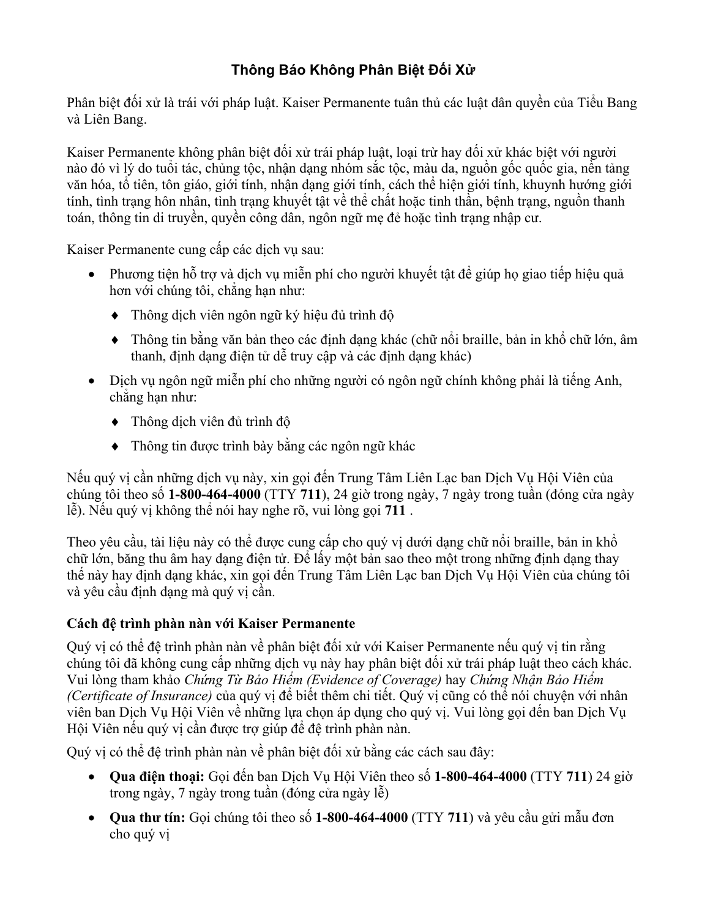# Thông Báo Không Phân Biệt Đối Xử

Phân biệt đối xử là trái với pháp luật. Kaiser Permanente tuân thủ các luật dân quyền của Tiểu Bang và Liên Bang.

Kaiser Permanente không phân biệt đối xử trái pháp luật, loại trừ hay đối xử khác biệt với người nào đó vì lý do tuổi tác, chủng tộc, nhận dạng nhóm sắc tộc, màu da, nguồn gốc quốc gia, nền tảng văn hóa, tổ tiên, tôn giáo, giới tính, nhận dạng giới tính, cách thể hiện giới tính, khuynh hướng giới tính, tình trạng hôn nhân, tình trạng khuyết tật về thể chất hoặc tinh thần, bệnh trạng, nguồn thanh toán, thông tin di truyền, quyền công dân, ngôn ngữ mẹ đẻ hoặc tình trạng nhập cư.

Kaiser Permanente cung cấp các dịch vụ sau:

- Phương tiện hỗ trợ và dịch vụ miễn phí cho người khuyết tật để giúp họ giao tiếp hiệu quả hơn với chúng tôi, chẳng hạn như:
  - Thông dịch viên ngôn ngữ ký hiệu đủ trình độ
  - Thông tin bằng văn bản theo các định dạng khác (chữ nổi braille, bản in khổ chữ lớn, âm thanh, định dạng điện tử dễ truy cập và các định dạng khác)
- Dịch vụ ngôn ngữ miễn phí cho những người có ngôn ngữ chính không phải là tiếng Anh, chẳng hạn như:
  - Thông dịch viên đủ trình độ
  - Thông tin được trình bày bằng các ngôn ngữ khác

Nếu quý vị cần những dịch vụ này, xin gọi đến Trung Tâm Liên Lạc ban Dịch Vụ Hội Viên của chúng tôi theo số **1-800-464-4000** (TTY **711**), 24 giờ trong ngày, 7 ngày trong tuần (đóng cửa ngày lễ). Nếu quý vị không thể nói hay nghe rõ, vui lòng gọi **711** .

Theo yêu cầu, tài liệu này có thể được cung cấp cho quý vị dưới dạng chữ nổi braille, bản in khổ chữ lớn, băng thu âm hay dạng điện tử. Để lấy một bản sao theo một trong những định dạng thay thế này hay định dạng khác, xin gọi đến Trung Tâm Liên Lạc ban Dịch Vụ Hội Viên của chúng tôi và yêu cầu định dạng mà quý vị cần.

### Cách đệ trình phàn nàn với Kaiser Permanente

Quý vị có thể đệ trình phàn nàn về phân biệt đối xử với Kaiser Permanente nếu quý vị tin rằng chúng tôi đã không cung cấp những dịch vụ này hay phân biệt đối xử trái pháp luật theo cách khác. Vui lòng tham khảo *Chứng Từ Bảo Hiểm (Evidence of Coverage)* hay *Chứng Nhận Bảo Hiểm (Certificate of Insurance)* của quý vị để biết thêm chi tiết. Quý vị cũng có thể nói chuyện với nhân viên ban Dịch Vụ Hội Viên về những lựa chọn áp dụng cho quý vị. Vui lòng gọi đến ban Dịch Vụ Hội Viên nếu quý vị cần được trợ giúp để đệ trình phàn nàn.

Quý vị có thể đệ trình phàn nàn về phân biệt đối xử bằng các cách sau đây:

- **Qua điện thoại:** Gọi đến ban Dịch Vụ Hội Viên theo số **1-800-464-4000** (TTY **711**) 24 giờ trong ngày, 7 ngày trong tuần (đóng cửa ngày lễ)
- **Qua thư tín:** Gọi chúng tôi theo số **1-800-464-4000** (TTY **711**) và yêu cầu gửi mẫu đơn cho quý vị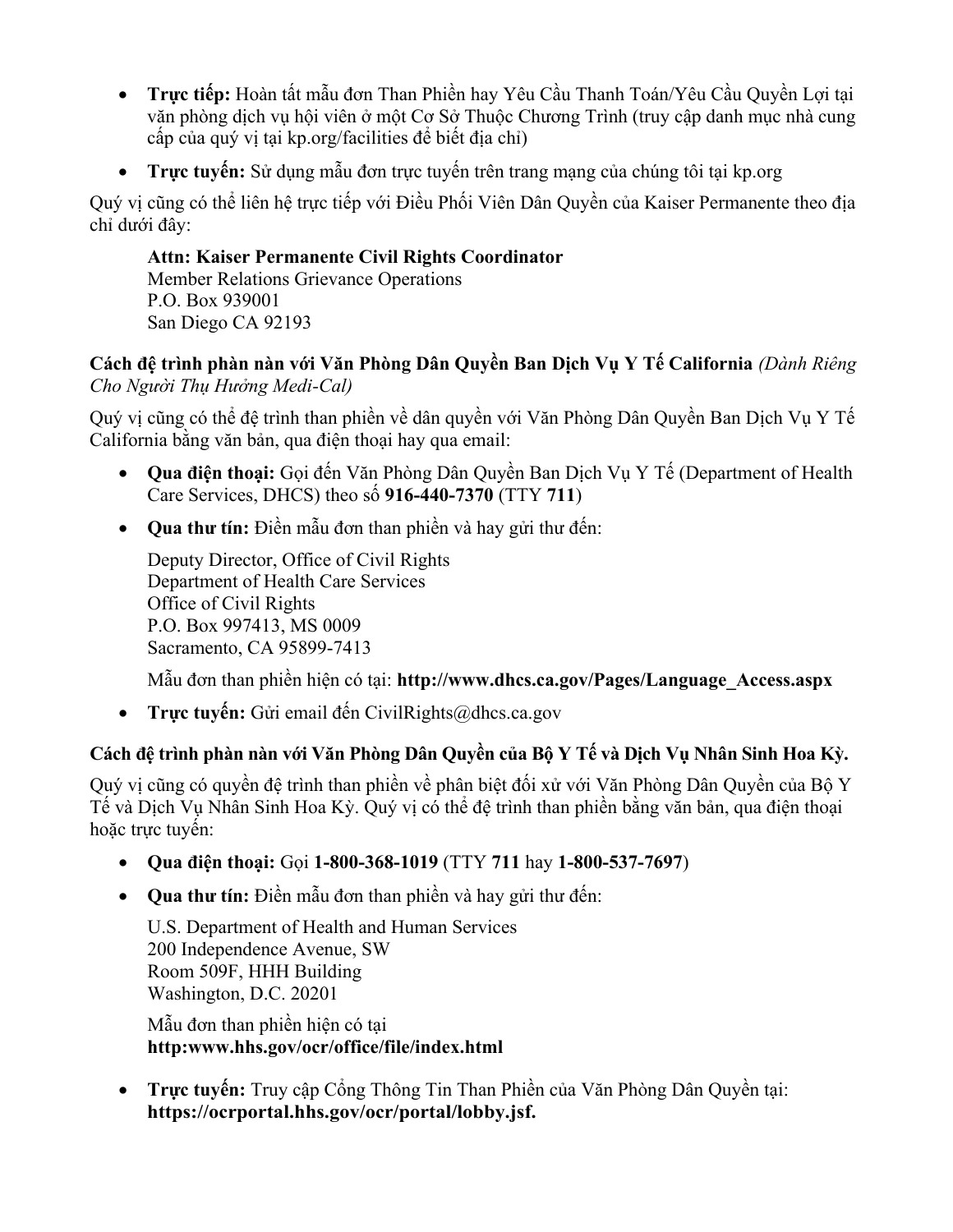- **Trực tiếp:** Hoàn tất mẫu đơn Than Phiền hay Yêu Cầu Thanh Toán/Yêu Cầu Quyền Lợi tại văn phòng dịch vụ hội viên ở một Cơ Sở Thuộc Chương Trình (truy cập danh mục nhà cung cấp của quý vị tại kp.org/facilities để biết địa chỉ)
- **Trực tuyến:** Sử dụng mẫu đơn trực tuyến trên trang mạng của chúng tôi tại kp.org

Quý vị cũng có thể liên hệ trực tiếp với Điều Phối Viên Dân Quyền của Kaiser Permanente theo địa chỉ dưới đây:

**Attn: Kaiser Permanente Civil Rights Coordinator**
Member Relations Grievance Operations
P.O. Box 939001
San Diego CA 92193

**Cách đệ trình phàn nàn với Văn Phòng Dân Quyền Ban Dịch Vụ Y Tế California** *(Dành Riêng Cho Người Thụ Hưởng Medi-Cal)*

Quý vị cũng có thể đệ trình than phiền về dân quyền với Văn Phòng Dân Quyền Ban Dịch Vụ Y Tế California bằng văn bản, qua điện thoại hay qua email:

- **Qua điện thoại:** Gọi đến Văn Phòng Dân Quyền Ban Dịch Vụ Y Tế (Department of Health Care Services, DHCS) theo số **916-440-7370** (TTY **711**)
- **Qua thư tín:** Điền mẫu đơn than phiền và hay gửi thư đến:

  Deputy Director, Office of Civil Rights
  Department of Health Care Services
  Office of Civil Rights
  P.O. Box 997413, MS 0009
  Sacramento, CA 95899-7413

  Mẫu đơn than phiền hiện có tại: **http://www.dhcs.ca.gov/Pages/Language_Access.aspx**

- **Trực tuyến:** Gửi email đến CivilRights@dhcs.ca.gov

**Cách đệ trình phàn nàn với Văn Phòng Dân Quyền của Bộ Y Tế và Dịch Vụ Nhân Sinh Hoa Kỳ.**

Quý vị cũng có quyền đệ trình than phiền về phân biệt đối xử với Văn Phòng Dân Quyền của Bộ Y Tế và Dịch Vụ Nhân Sinh Hoa Kỳ. Quý vị có thể đệ trình than phiền bằng văn bản, qua điện thoại hoặc trực tuyến:

- **Qua điện thoại:** Gọi **1-800-368-1019** (TTY **711** hay **1-800-537-7697**)
- **Qua thư tín:** Điền mẫu đơn than phiền và hay gửi thư đến:

  U.S. Department of Health and Human Services
  200 Independence Avenue, SW
  Room 509F, HHH Building
  Washington, D.C. 20201

  Mẫu đơn than phiền hiện có tại
  **http:www.hhs.gov/ocr/office/file/index.html**

- **Trực tuyến:** Truy cập Cổng Thông Tin Than Phiền của Văn Phòng Dân Quyền tại: **https://ocrportal.hhs.gov/ocr/portal/lobby.jsf.**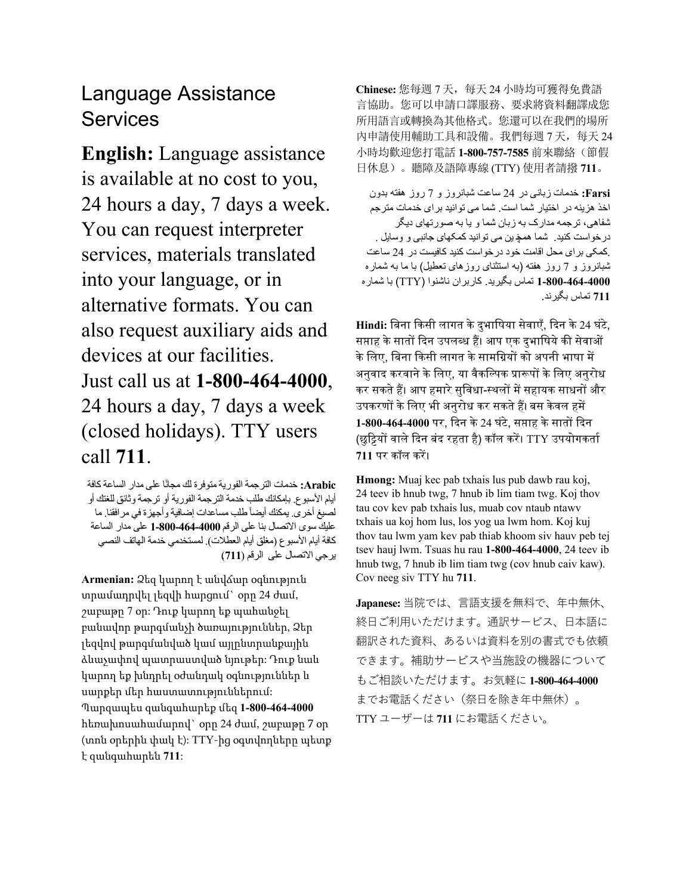# Language Assistance Services

**English:** Language assistance is available at no cost to you, 24 hours a day, 7 days a week. You can request interpreter services, materials translated into your language, or in alternative formats. You can also request auxiliary aids and devices at our facilities. Just call us at **1-800-464-4000**, 24 hours a day, 7 days a week (closed holidays). TTY users call **711**.

**Arabic:** خدمات الترجمة الفورية متوفرة لك مجانًا على مدار الساعة كافة أيام الأسبوع. بإمكانك طلب خدمة الترجمة الفورية أو ترجمة وثائق للغتك أو لصيغ أخرى. يمكنك أيضاً طلب مساعدات إضافية وأجهزة في مرافقنا. ما عليك سوى الاتصال بنا على الرقم **1-800-464-4000** على مدار الساعة كافة أيام الأسبوع (مغلق أيام العطلات). لمستخدمي خدمة الهاتف النصي يرجى الاتصال على الرقم (**711**)

**Armenian:** Ձեզ կարող է անվճար օգնություն տրամադրվել լեզվի հարցում՝ օրը 24 ժամ, շաբաթը 7 օր: Դուք կարող եք պահանջել բանավոր թարգմանչի ծառայություններ, Ձեր լեզվով թարգմանված կամ այլընտրանքային ձևաչափով պատրաստված նյութեր: Դուք նաև կարող եք խնդրել օժանդակ օգնություններ և սարքեր մեր հաստատություններում: Պարզապես զանգահարեք մեզ **1-800-464-4000** հեռախոսահամարով՝ օրը 24 ժամ, շաբաթը 7 օր (տոն օրերին փակ է): TTY-ից օգտվողները պետք է զանգահարեն **711**:

**Chinese:** 您每週 7 天，每天 24 小時均可獲得免費語言協助。您可以申請口譯服務、要求將資料翻譯成您所用語言或轉換為其他格式。您還可以在我們的場所內申請使用輔助工具和設備。我們每週 7 天，每天 24 小時均歡迎您打電話 **1-800-757-7585** 前來聯絡（節假日休息）。聽障及語障專線 (TTY) 使用者請撥 **711**。

**Farsi:** خدمات زبانی در 24 ساعت شبانروز و 7 روز هفته بدون اخذ هزینه در اختیار شما است. شما می توانید برای خدمات مترجم شفاهی، ترجمه مدارک به زبان شما و یا به صورتهای دیگر درخواست کنید. شما همچنین می توانید کمکهای جانبی و وسایل کمکی برای محل اقامت خود درخواست کنید. کافیست در 24 ساعت شبانروز و 7 روز هفته (به استثنای روزهای تعطیل) با ما به شماره **1-800-464-4000** تماس بگیرید. کاربران ناشنوا (TTY) با شماره **711** تماس بگیرند.

**Hindi:** बिना किसी लागत के दुभाषिया सेवाएँ, दिन के 24 घंटे, सप्ताह के सातों दिन उपलब्ध हैं। आप एक दुभाषिये की सेवाओं के लिए, बिना किसी लागत के सामग्रियों को अपनी भाषा में अनुवाद करवाने के लिए, या वैकल्पिक प्रारूपों के लिए अनुरोध कर सकते हैं। आप हमारे सुविधा-स्थलों में सहायक साधनों और उपकरणों के लिए भी अनुरोध कर सकते हैं। बस केवल हमें **1-800-464-4000** पर, दिन के 24 घंटे, सप्ताह के सातों दिन (छुट्टियों वाले दिन बंद रहता है) कॉल करें। TTY उपयोगकर्ता **711** पर कॉल करें।

**Hmong:** Muaj kec pab txhais lus pub dawb rau koj, 24 teev ib hnub twg, 7 hnub ib lim tiam twg. Koj thov tau cov kev pab txhais lus, muab cov ntaub ntawv txhais ua koj hom lus, los yog ua lwm hom. Koj kuj thov tau lwm yam kev pab thiab khoom siv hauv peb tej tsev hauj lwm. Tsuas hu rau **1-800-464-4000**, 24 teev ib hnub twg, 7 hnub ib lim tiam twg (cov hnub caiv kaw). Cov neeg siv TTY hu **711**.

**Japanese:** 当院では、言語支援を無料で、年中無休、終日ご利用いただけます。通訳サービス、日本語に翻訳された資料、あるいは資料を別の書式でも依頼できます。補助サービスや当施設の機器についてもご相談いただけます。お気軽に **1-800-464-4000** までお電話ください（祭日を除き年中無休）。TTY ユーザーは **711** にお電話ください。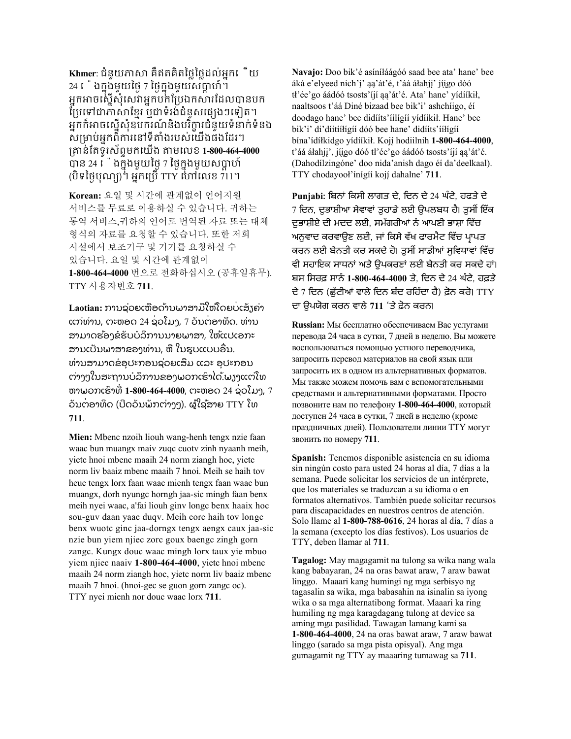**Khmer**: ជំនួយភាសា គឺឥតគិតថ្លៃថ្លៃដល់អ្នក ើយ 24 ៉ងក្នុងមួយថ្ងៃ 7 ថ្ងៃក្នុងមួយសប្តាហ៍។ អ្នកអាចស្នើសុំសេវាអ្នកបកប្រែឯកសារដែលបានបកប្រែទៅជាភាសាខ្មែរ ឬជាទំរង់ជំនួសផ្សេងៗទៀត។ អ្នកក៏អាចស្នើសុំឧបករណ៍និងបរិក្ខារជំនួយទំនាក់ទំនងសម្រាប់អ្នកពិការនៅទីតាំងរបស់យើងផងដែរ។ គ្រាន់តែទូរស័ព្ទមកយើង តាមលេខ **1-800-464-4000** បាន 24 ៉ងក្នុងមួយថ្ងៃ 7 ថ្ងៃក្នុងមួយសប្តាហ៍ (បិទថ្ងៃបុណ្យ)។ អ្នកប្រើ TTY ហៅលេខ 711។

**Korean:** 요일 및 시간에 관계없이 언어지원 서비스를 무료로 이용하실 수 있습니다. 귀하는 통역 서비스,귀하의 언어로 번역된 자료 또는 대체 형식의 자료를 요청할 수 있습니다. 또한 저희 시설에서 보조기구 및 기기를 요청하실 수 있습니다. 요일 및 시간에 관계없이 **1-800-464-4000** 번으로 전화하십시오 (공휴일휴무). TTY 사용자번호 **711**.

**Laotian:** ການຊ່ວຍເຫຼືອດ້ານພາສາມີໃຫ້ໂດຍບໍ່ເສັຽຄ່າແກ່ທ່ານ, ຕະຫລອດ 24 ຊົ່ວໂມງ, 7 ວັນຕໍ່ອາທິດ. ທ່ານສາມາດຮ້ອງຂໍຮັບບໍລິການນາຍພາສາ, ໃຫ້ແປເອກະສານເປັນພາສາຂອງທ່ານ, ຫຼື ໃນຮູບແບບອື່ນ. ທ່ານສາມາດຂໍອຸປະກອນຊ່ວຍເສີມ ແລະ ອຸປະກອນຕ່າງໆໃນສະຖານບໍລິການຂອງພວກເຮົາໄດ້.ພຽງແຕ່ໂທຫາພວກເຮົາທີ່ **1-800-464-4000**, ຕະຫລອດ 24 ຊົ່ວໂມງ, 7 ວັນຕໍ່ອາທິດ (ປິດວັນພັກຕ່າງໆ). ຜູ້ໃຊ້ສາຍ TTY ໂທ **711**.

**Mien:** Mbenc nzoih liouh wang-henh tengx nzie faan waac bun muangx maiv zuqc cuotv zinh nyaanh meih, yietc hnoi mbenc maaih 24 norm ziangh hoc, yietc norm liv baaiz mbenc maaih 7 hnoi. Meih se haih tov heuc tengx lorx faan waac mienh tengx faan waac bun muangx, dorh nyungc horngh jaa-sic mingh faan benx meih nyei waac, a'fai liouh ginv longc benx haaix hoc sou-guv daan yaac duqv. Meih corc haih tov longc benx wuotc ginc jaa-dorngx tengx aengx caux jaa-sic nzie bun yiem njiec zorc goux baengc zingh gorn zangc. Kungx douc waac mingh lorx taux yie mbuo yiem njiec naaiv **1-800-464-4000**, yietc hnoi mbenc maaih 24 norm ziangh hoc, yietc norm liv baaiz mbenc maaih 7 hnoi. (hnoi-gec se guon gorn zangc oc). TTY nyei mienh nor douc waac lorx **711**.

**Navajo:** Doo bik'é asíníłáágóó saad bee ata' hane' bee áká e'elyeed nich'į' ąą'át'é, t'áá áłahjį' jį́įgo dóó tł'ée'go áádóó tsosts'íjí ąą'át'é. Ata' hane' yídíikił, naaltsoos t'áá Diné bizaad bee bik'i' ashchíigo, éí doodago hane' bee didíítsʼííłígíí yídíikił. Hane' bee bik'i' di'dííłígíí dóó bee hane' didíítsʼííłígíí bína'ídíłkidgo yídíikił. Kojį́ hodiilnih **1-800-464-4000**, t'áá áłahjį', jį́įgo dóó tł'ée'go áádóó tsosts'íjí ąą'át'é. (Dahodílzingóne' doo nida'anish dago éí da'deelkaal). TTY chodayool'ínígíí kojį́ dahalne' **711**.

**Punjabi:** ਬਿਨਾਂ ਕਿਸੀ ਲਾਗਤ ਦੇ, ਦਿਨ ਦੇ 24 ਘੰਟੇ, ਹਫਤੇ ਦੇ 7 ਦਿਨ, ਦੁਭਾਸ਼ੀਆ ਸੇਵਾਵਾਂ ਤੁਹਾਡੇ ਲਈ ਉਪਲਬਧ ਹੈ। ਤੁਸੀਂ ਇੱਕ ਦੁਭਾਸ਼ੀਏ ਦੀ ਮਦਦ ਲਈ, ਸਮੱਗਰੀਆਂ ਨੂੰ ਆਪਣੀ ਭਾਸ਼ਾ ਵਿੱਚ ਅਨੁਵਾਦ ਕਰਵਾਉਣ ਲਈ, ਜਾਂ ਕਿਸੇ ਵੱਖ ਫਾਰਮੈਟ ਵਿੱਚ ਪ੍ਰਾਪਤ ਕਰਨ ਲਈ ਬੇਨਤੀ ਕਰ ਸਕਦੇ ਹੋ। ਤੁਸੀਂ ਸਾਡੀਆਂ ਸੁਵਿਧਾਵਾਂ ਵਿੱਚ ਵੀ ਸਹਾਇਕ ਸਾਧਨਾਂ ਅਤੇ ਉਪਕਰਣਾਂ ਲਈ ਬੇਨਤੀ ਕਰ ਸਕਦੇ ਹਾਂ। ਬਸ ਸਿਰਫ਼ ਸਾਨੂੰ **1-800-464-4000** ਤੇ, ਦਿਨ ਦੇ 24 ਘੰਟੇ, ਹਫ਼ਤੇ ਦੇ 7 ਦਿਨ (ਛੁੱਟੀਆਂ ਵਾਲੇ ਦਿਨ ਬੰਦ ਰਹਿੰਦਾ ਹੈ) ਫ਼ੋਨ ਕਰੋ। TTY ਦਾ ਉਪਯੋਗ ਕਰਨ ਵਾਲੇ **711** 'ਤੇ ਫ਼ੋਨ ਕਰਨ।

**Russian:** Мы бесплатно обеспечиваем Вас услугами перевода 24 часа в сутки, 7 дней в неделю. Вы можете воспользоваться помощью устного переводчика, запросить перевод материалов на свой язык или запросить их в одном из альтернативных форматов. Мы также можем помочь вам с вспомогательными средствами и альтернативными форматами. Просто позвоните нам по телефону **1-800-464-4000**, который доступен 24 часа в сутки, 7 дней в неделю (кроме праздничных дней). Пользователи линии TTY могут звонить по номеру **711**.

**Spanish:** Tenemos disponible asistencia en su idioma sin ningún costo para usted 24 horas al día, 7 días a la semana. Puede solicitar los servicios de un intérprete, que los materiales se traduzcan a su idioma o en formatos alternativos. También puede solicitar recursos para discapacidades en nuestros centros de atención. Solo llame al **1-800-788-0616**, 24 horas al día, 7 días a la semana (excepto los días festivos). Los usuarios de TTY, deben llamar al **711**.

**Tagalog:** May magagamit na tulong sa wika nang wala kang babayaran, 24 na oras bawat araw, 7 araw bawat linggo. Maaari kang humingi ng mga serbisyo ng tagasalin sa wika, mga babasahin na isinalin sa iyong wika o sa mga alternatibong format. Maaari ka ring humiling ng mga karagdagang tulong at device sa aming mga pasilidad. Tawagan lamang kami sa **1-800-464-4000**, 24 na oras bawat araw, 7 araw bawat linggo (sarado sa mga pista opisyal). Ang mga gumagamit ng TTY ay maaaring tumawag sa **711**.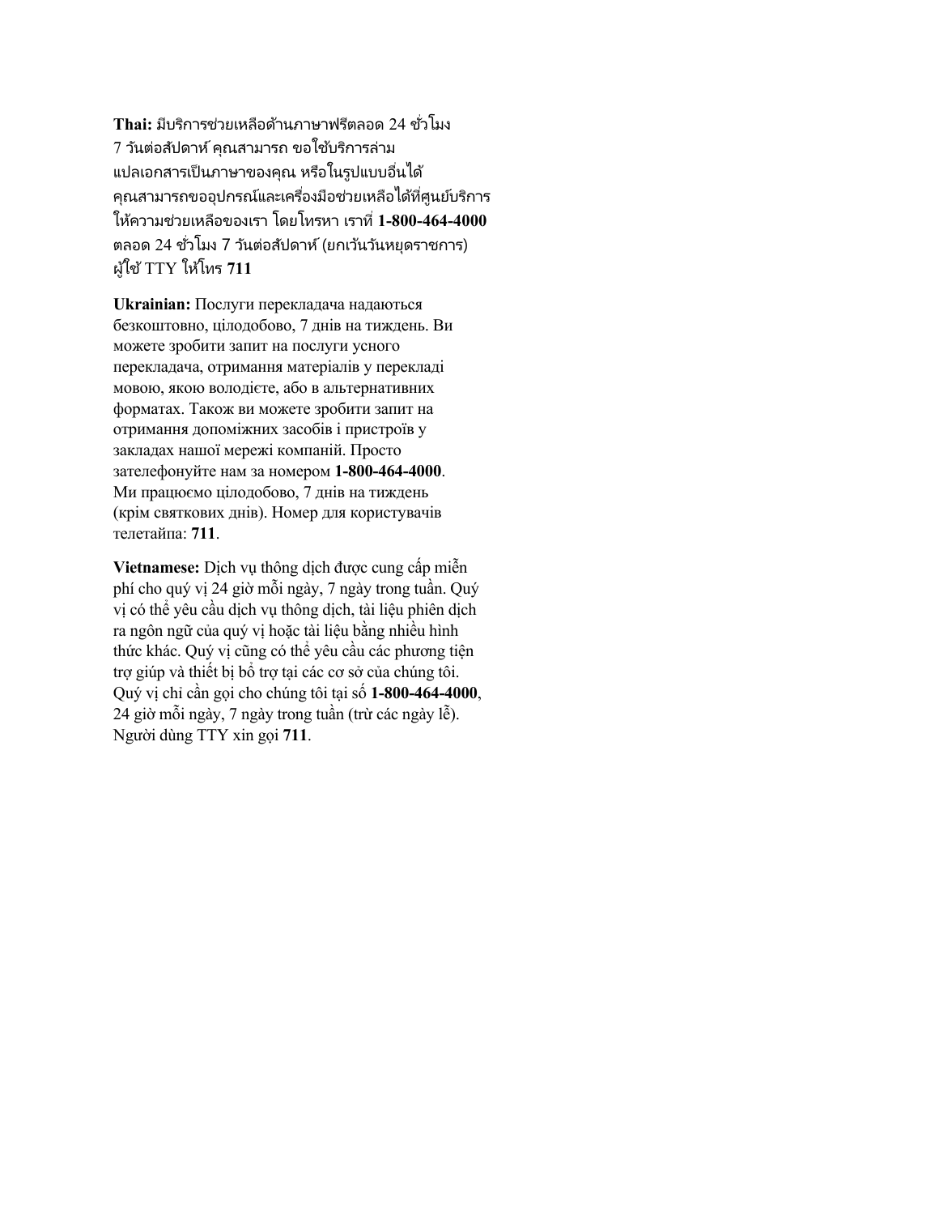**Thai:** มีบริการช่วยเหลือด้านภาษาฟรีตลอด 24 ชั่วโมง 7 วันต่อสัปดาห์ คุณสามารถ ขอใช้บริการล่ามแปลเอกสารเป็นภาษาของคุณ หรือในรูปแบบอื่นได้ คุณสามารถขออุปกรณ์และเครื่องมือช่วยเหลือได้ที่ศูนย์บริการให้ความช่วยเหลือของเรา โดยโทรหา เราที่ **1-800-464-4000** ตลอด 24 ชั่วโมง 7 วันต่อสัปดาห์ (ยกเว้นวันหยุดราชการ) ผู้ใช้ TTY ให้โทร **711**

**Ukrainian:** Послуги перекладача надаються безкоштовно, цілодобово, 7 днів на тиждень. Ви можете зробити запит на послуги усного перекладача, отримання матеріалів у перекладі мовою, якою володієте, або в альтернативних форматах. Також ви можете зробити запит на отримання допоміжних засобів і пристроїв у закладах нашої мережі компаній. Просто зателефонуйте нам за номером **1-800-464-4000**. Ми працюємо цілодобово, 7 днів на тиждень (крім святкових днів). Номер для користувачів телетайпа: **711**.

**Vietnamese:** Dịch vụ thông dịch được cung cấp miễn phí cho quý vị 24 giờ mỗi ngày, 7 ngày trong tuần. Quý vị có thể yêu cầu dịch vụ thông dịch, tài liệu phiên dịch ra ngôn ngữ của quý vị hoặc tài liệu bằng nhiều hình thức khác. Quý vị cũng có thể yêu cầu các phương tiện trợ giúp và thiết bị bổ trợ tại các cơ sở của chúng tôi. Quý vị chỉ cần gọi cho chúng tôi tại số **1-800-464-4000**, 24 giờ mỗi ngày, 7 ngày trong tuần (trừ các ngày lễ). Người dùng TTY xin gọi **711**.